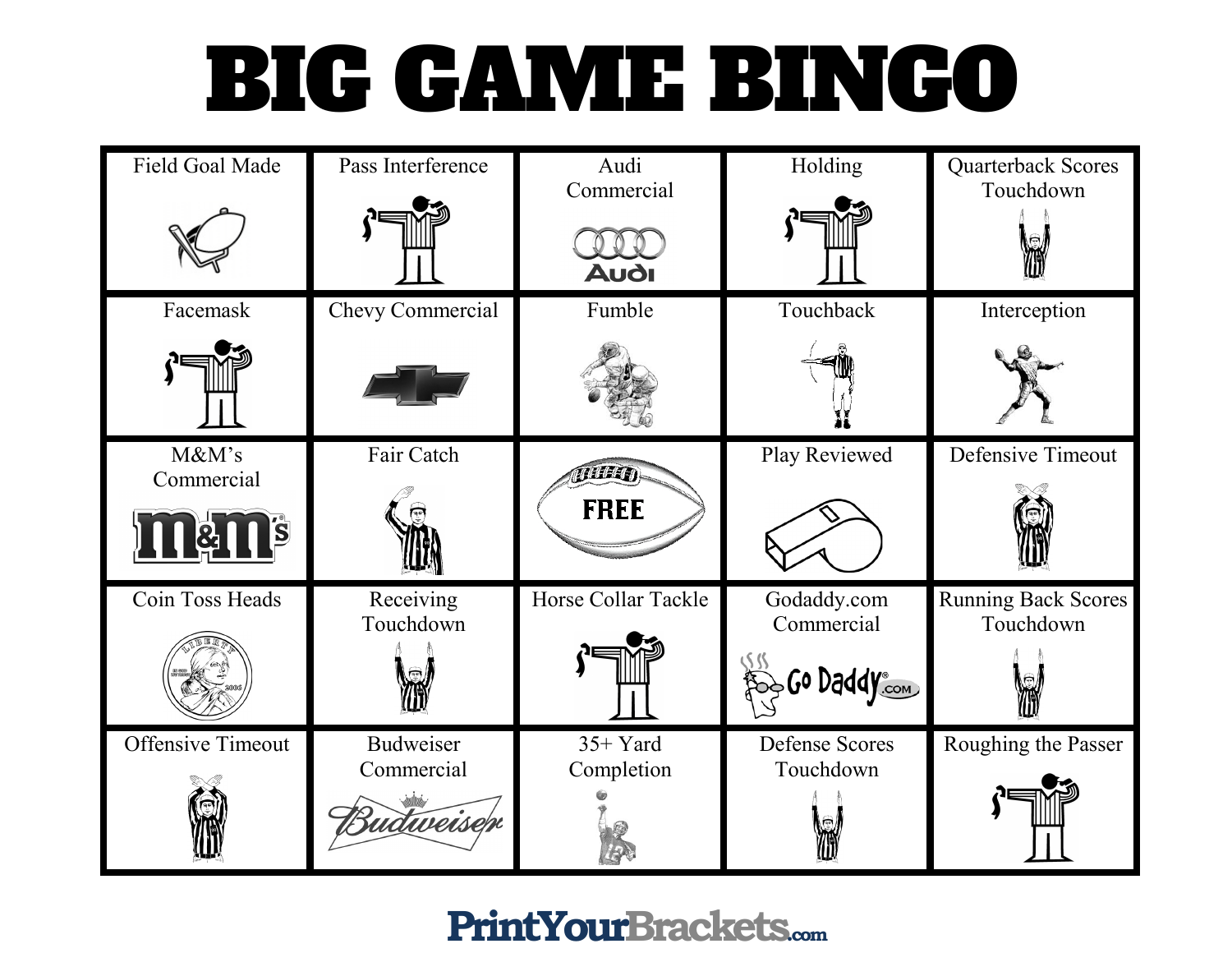# BIG GAME BINGO

| | | | | |
|---|---|---|---|---|
| Field Goal Made | Pass Interference | Audi Commercial | Holding | Quarterback Scores Touchdown |
| Facemask | Chevy Commercial | Fumble | Touchback | Interception |
| M&M's Commercial | Fair Catch | FREE | Play Reviewed | Defensive Timeout |
| Coin Toss Heads | Receiving Touchdown | Horse Collar Tackle | Godaddy.com Commercial | Running Back Scores Touchdown |
| Offensive Timeout | Budweiser Commercial | 35+ Yard Completion | Defense Scores Touchdown | Roughing the Passer |

PrintYourBrackets.com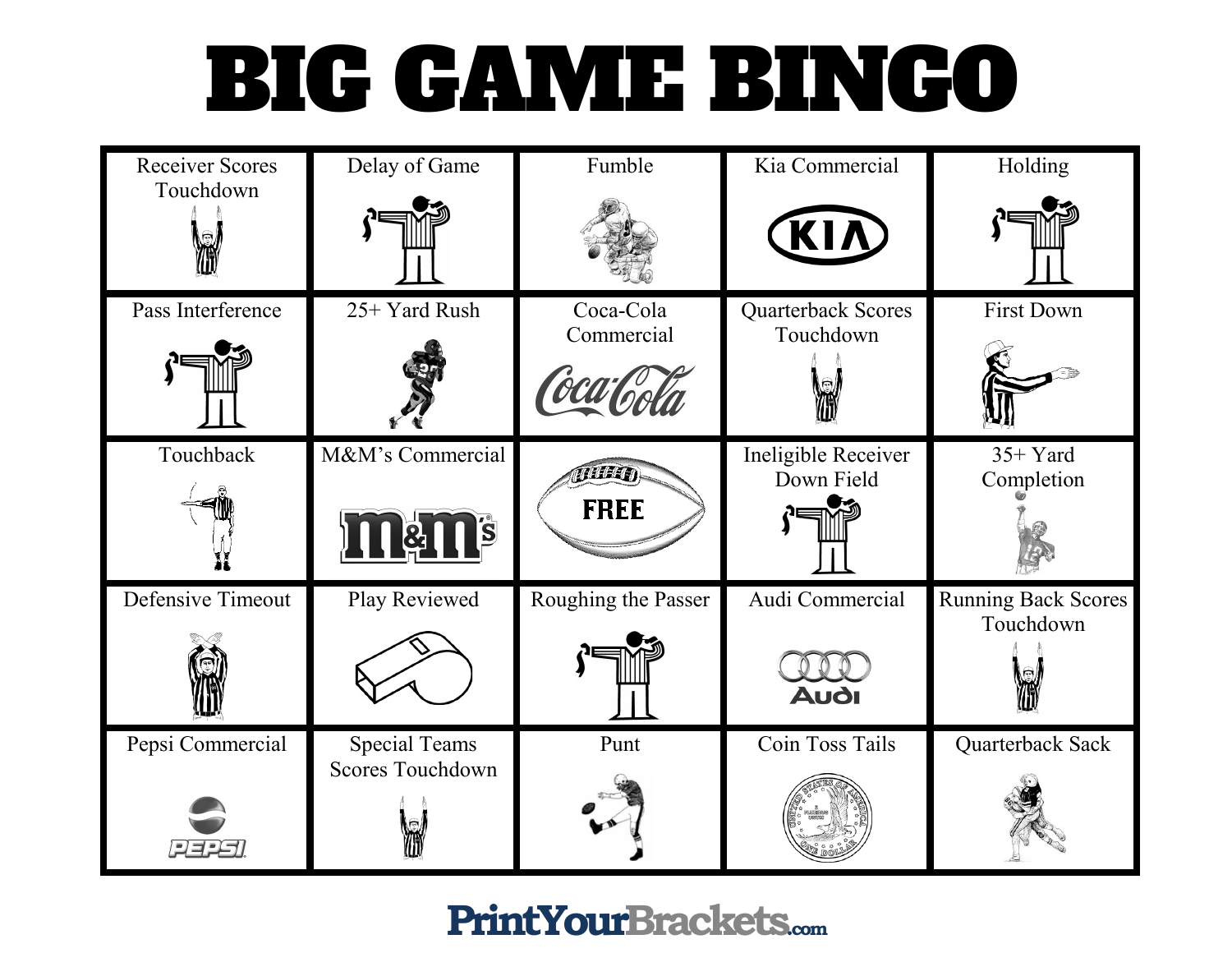# BIG GAME BINGO

| | | | | |
|---|---|---|---|---|
| Receiver Scores Touchdown | Delay of Game | Fumble | Kia Commercial | Holding |
| Pass Interference | 25+ Yard Rush | Coca-Cola Commercial | Quarterback Scores Touchdown | First Down |
| Touchback | M&M's Commercial | FREE | Ineligible Receiver Down Field | 35+ Yard Completion |
| Defensive Timeout | Play Reviewed | Roughing the Passer | Audi Commercial | Running Back Scores Touchdown |
| Pepsi Commercial | Special Teams Scores Touchdown | Punt | Coin Toss Tails | Quarterback Sack |

PrintYourBrackets.com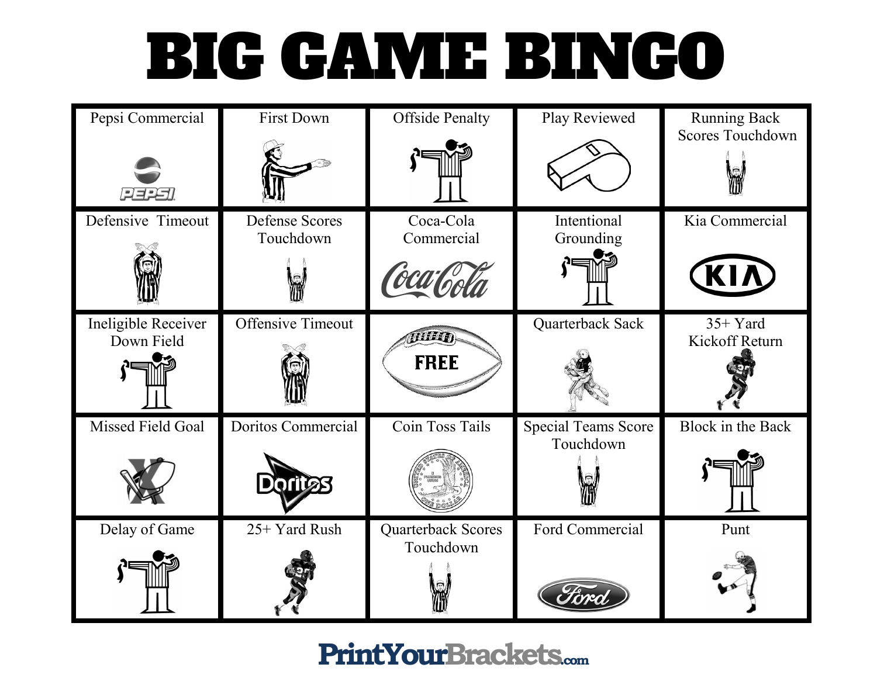# BIG GAME BINGO

| | | | | |
|---|---|---|---|---|
| Pepsi Commercial | First Down | Offside Penalty | Play Reviewed | Running Back Scores Touchdown |
| Defensive Timeout | Defense Scores Touchdown | Coca-Cola Commercial | Intentional Grounding | Kia Commercial |
| Ineligible Receiver Down Field | Offensive Timeout | FREE | Quarterback Sack | 35+ Yard Kickoff Return |
| Missed Field Goal | Doritos Commercial | Coin Toss Tails | Special Teams Score Touchdown | Block in the Back |
| Delay of Game | 25+ Yard Rush | Quarterback Scores Touchdown | Ford Commercial | Punt |

PrintYourBrackets.com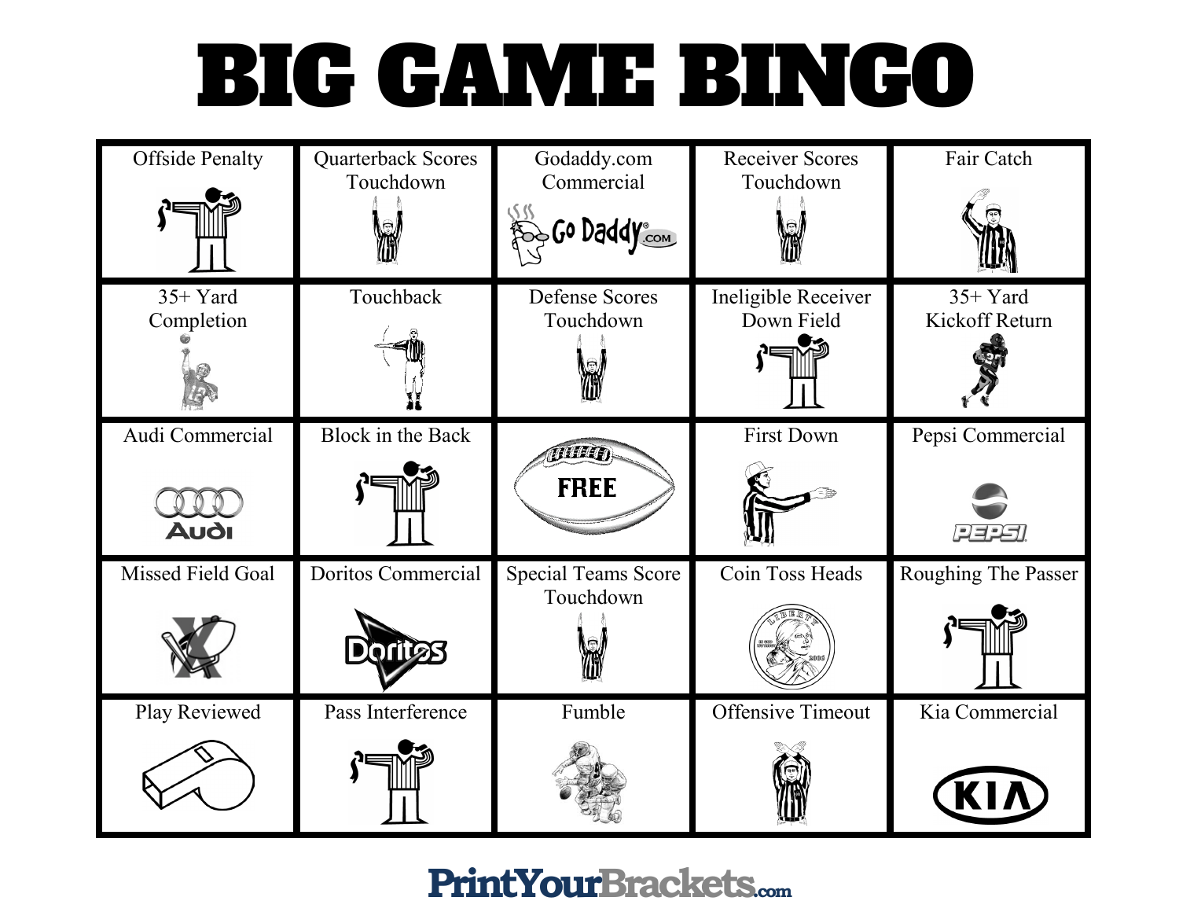# BIG GAME BINGO

| | | | | |
|---|---|---|---|---|
| Offside Penalty | Quarterback Scores Touchdown | Godaddy.com Commercial | Receiver Scores Touchdown | Fair Catch |
| 35+ Yard Completion | Touchback | Defense Scores Touchdown | Ineligible Receiver Down Field | 35+ Yard Kickoff Return |
| Audi Commercial | Block in the Back | FREE | First Down | Pepsi Commercial |
| Missed Field Goal | Doritos Commercial | Special Teams Score Touchdown | Coin Toss Heads | Roughing The Passer |
| Play Reviewed | Pass Interference | Fumble | Offensive Timeout | Kia Commercial |

PrintYourBrackets.com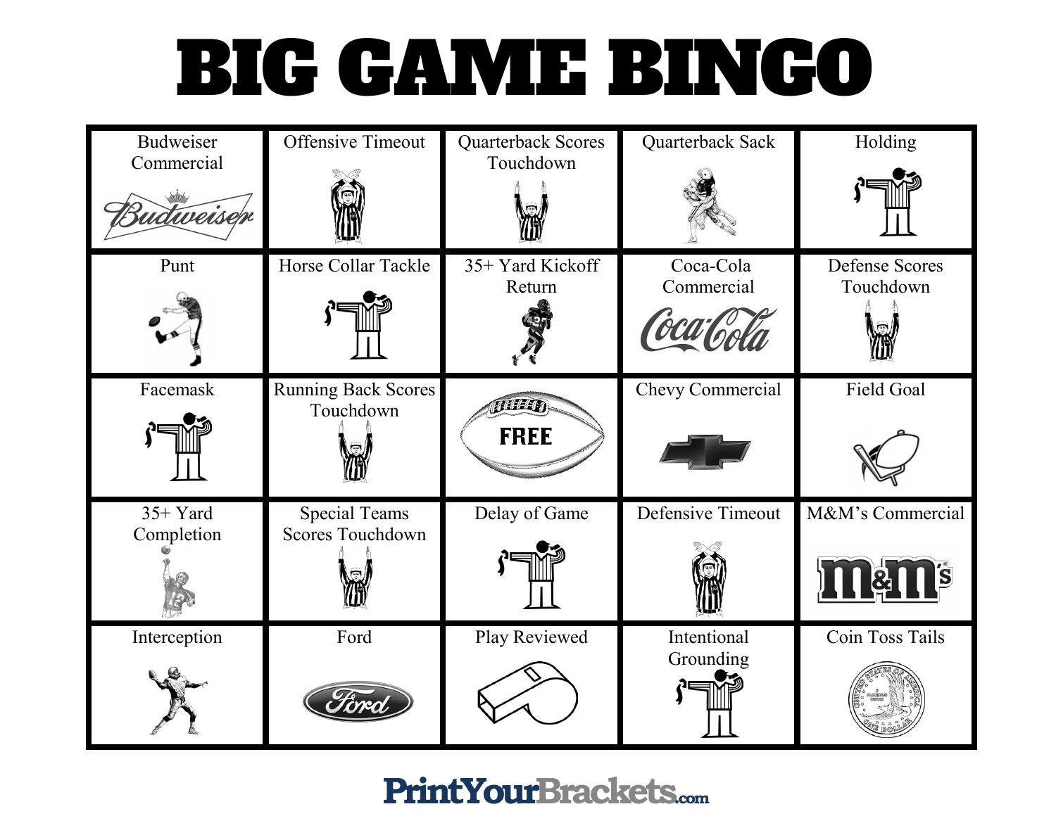# BIG GAME BINGO

| Budweiser Commercial | Offensive Timeout | Quarterback Scores Touchdown | Quarterback Sack | Holding |
| --- | --- | --- | --- | --- |
| Punt | Horse Collar Tackle | 35+ Yard Kickoff Return | Coca-Cola Commercial | Defense Scores Touchdown |
| Facemask | Running Back Scores Touchdown | FREE | Chevy Commercial | Field Goal |
| 35+ Yard Completion | Special Teams Scores Touchdown | Delay of Game | Defensive Timeout | M&M's Commercial |
| Interception | Ford | Play Reviewed | Intentional Grounding | Coin Toss Tails |

PrintYourBrackets.com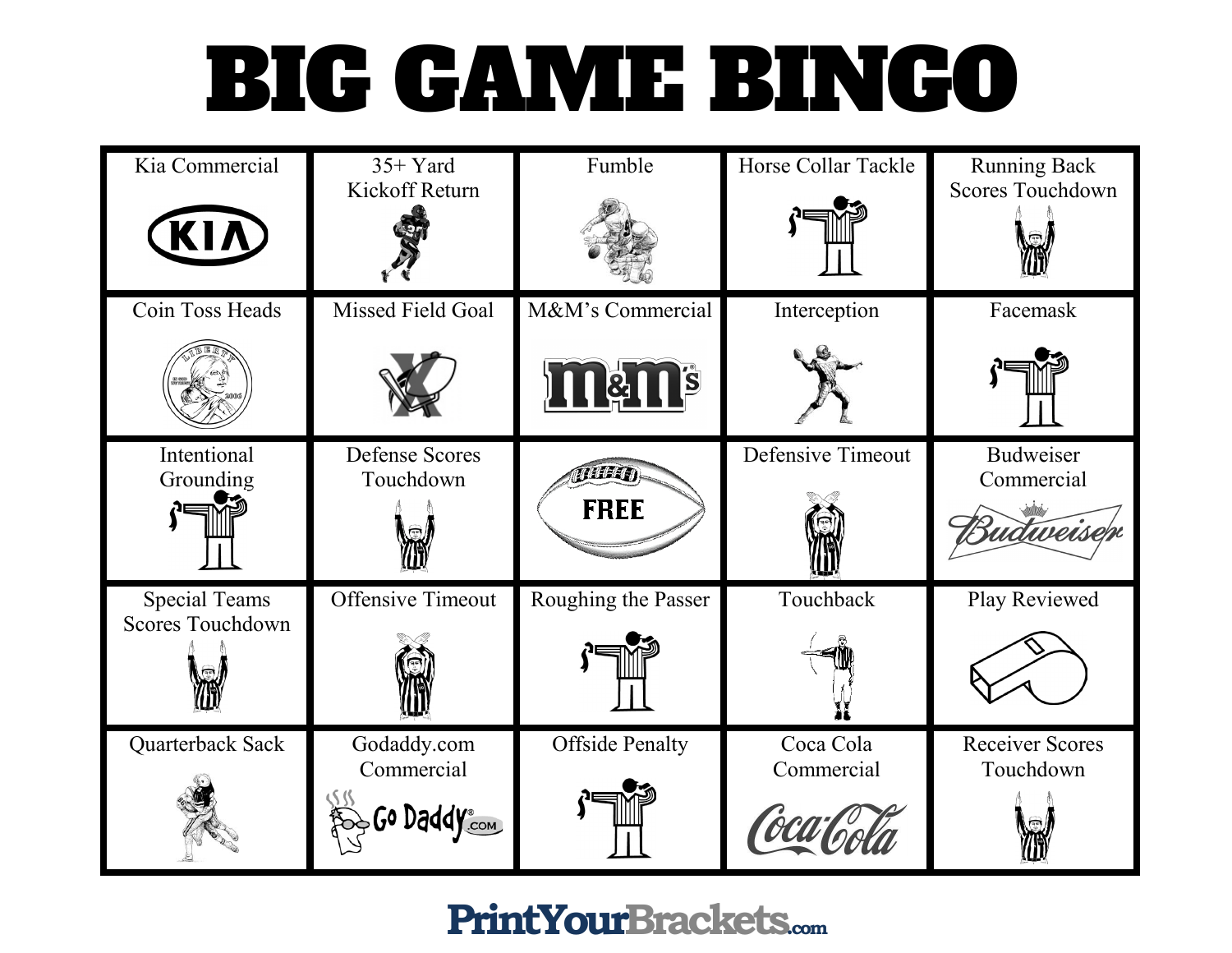# BIG GAME BINGO

| | | | | |
|---|---|---|---|---|
| Kia Commercial | 35+ Yard Kickoff Return | Fumble | Horse Collar Tackle | Running Back Scores Touchdown |
| Coin Toss Heads | Missed Field Goal | M&M's Commercial | Interception | Facemask |
| Intentional Grounding | Defense Scores Touchdown | FREE | Defensive Timeout | Budweiser Commercial |
| Special Teams Scores Touchdown | Offensive Timeout | Roughing the Passer | Touchback | Play Reviewed |
| Quarterback Sack | Godaddy.com Commercial | Offside Penalty | Coca Cola Commercial | Receiver Scores Touchdown |

PrintYourBrackets.com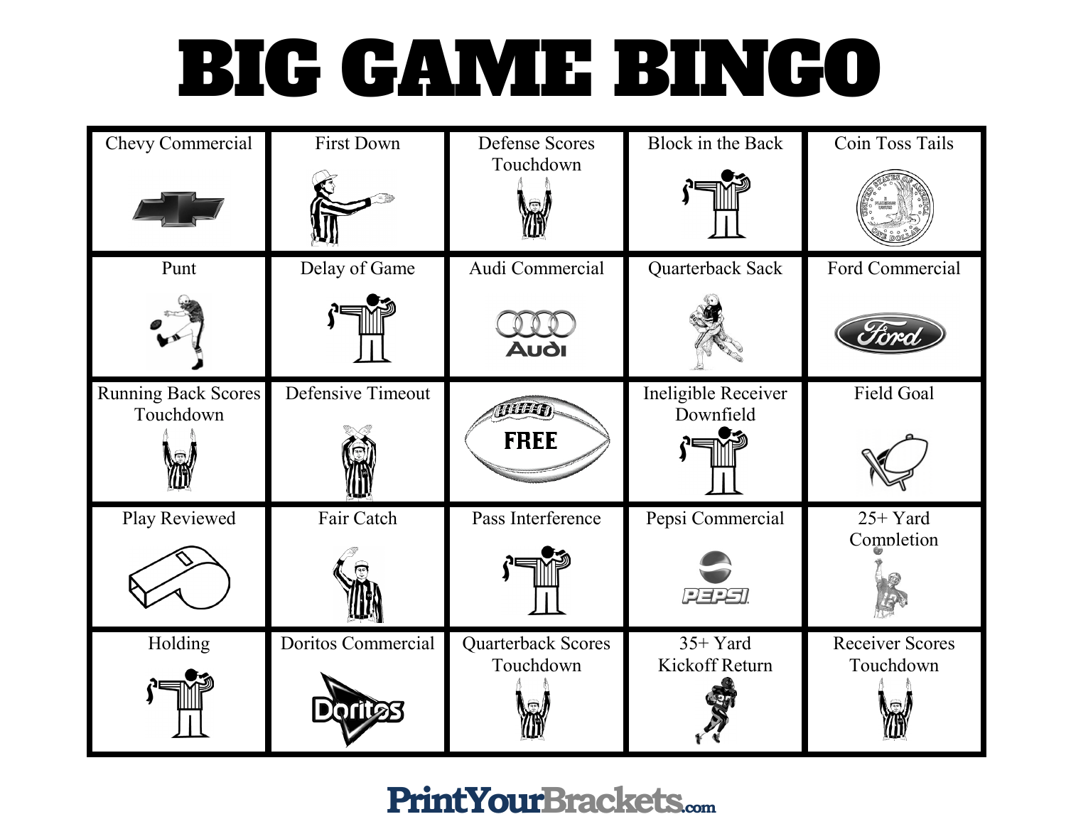# BIG GAME BINGO

| Chevy Commercial | First Down | Defense Scores Touchdown | Block in the Back | Coin Toss Tails |
|---|---|---|---|---|
| Punt | Delay of Game | Audi Commercial | Quarterback Sack | Ford Commercial |
| Running Back Scores Touchdown | Defensive Timeout | FREE | Ineligible Receiver Downfield | Field Goal |
| Play Reviewed | Fair Catch | Pass Interference | Pepsi Commercial | 25+ Yard Completion |
| Holding | Doritos Commercial | Quarterback Scores Touchdown | 35+ Yard Kickoff Return | Receiver Scores Touchdown |

PrintYourBrackets.com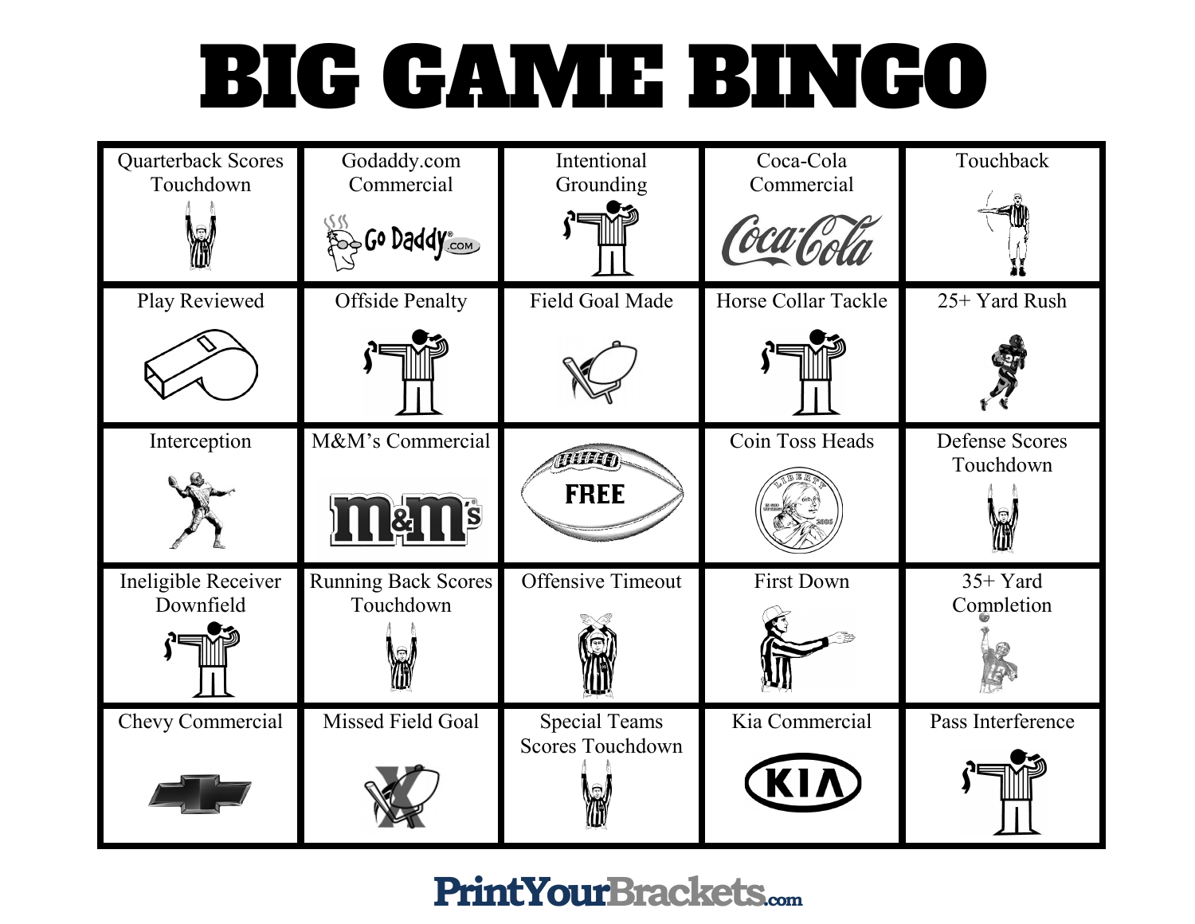# BIG GAME BINGO

| | | | | |
|---|---|---|---|---|
| Quarterback Scores Touchdown | Godaddy.com Commercial | Intentional Grounding | Coca-Cola Commercial | Touchback |
| Play Reviewed | Offside Penalty | Field Goal Made | Horse Collar Tackle | 25+ Yard Rush |
| Interception | M&M's Commercial | FREE | Coin Toss Heads | Defense Scores Touchdown |
| Ineligible Receiver Downfield | Running Back Scores Touchdown | Offensive Timeout | First Down | 35+ Yard Completion |
| Chevy Commercial | Missed Field Goal | Special Teams Scores Touchdown | Kia Commercial | Pass Interference |

PrintYourBrackets.com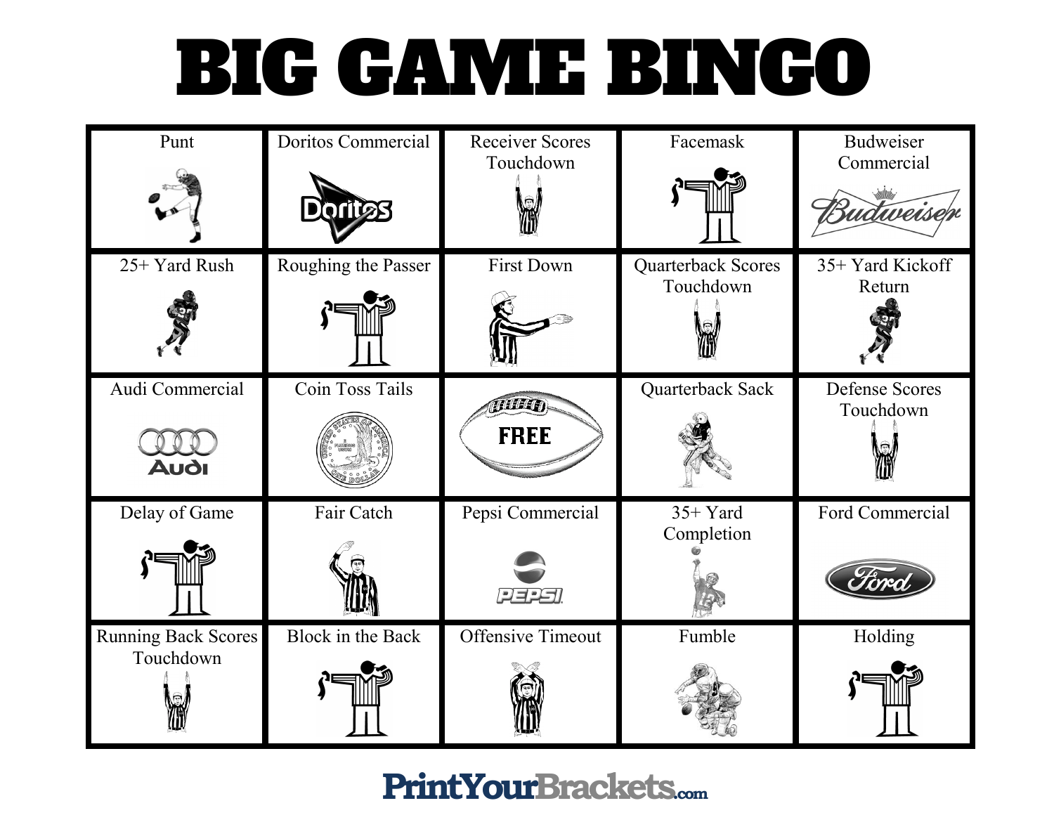# BIG GAME BINGO

| | | | | |
|---|---|---|---|---|
| Punt | Doritos Commercial | Receiver Scores Touchdown | Facemask | Budweiser Commercial |
| 25+ Yard Rush | Roughing the Passer | First Down | Quarterback Scores Touchdown | 35+ Yard Kickoff Return |
| Audi Commercial | Coin Toss Tails | FREE | Quarterback Sack | Defense Scores Touchdown |
| Delay of Game | Fair Catch | Pepsi Commercial | 35+ Yard Completion | Ford Commercial |
| Running Back Scores Touchdown | Block in the Back | Offensive Timeout | Fumble | Holding |

PrintYourBrackets.com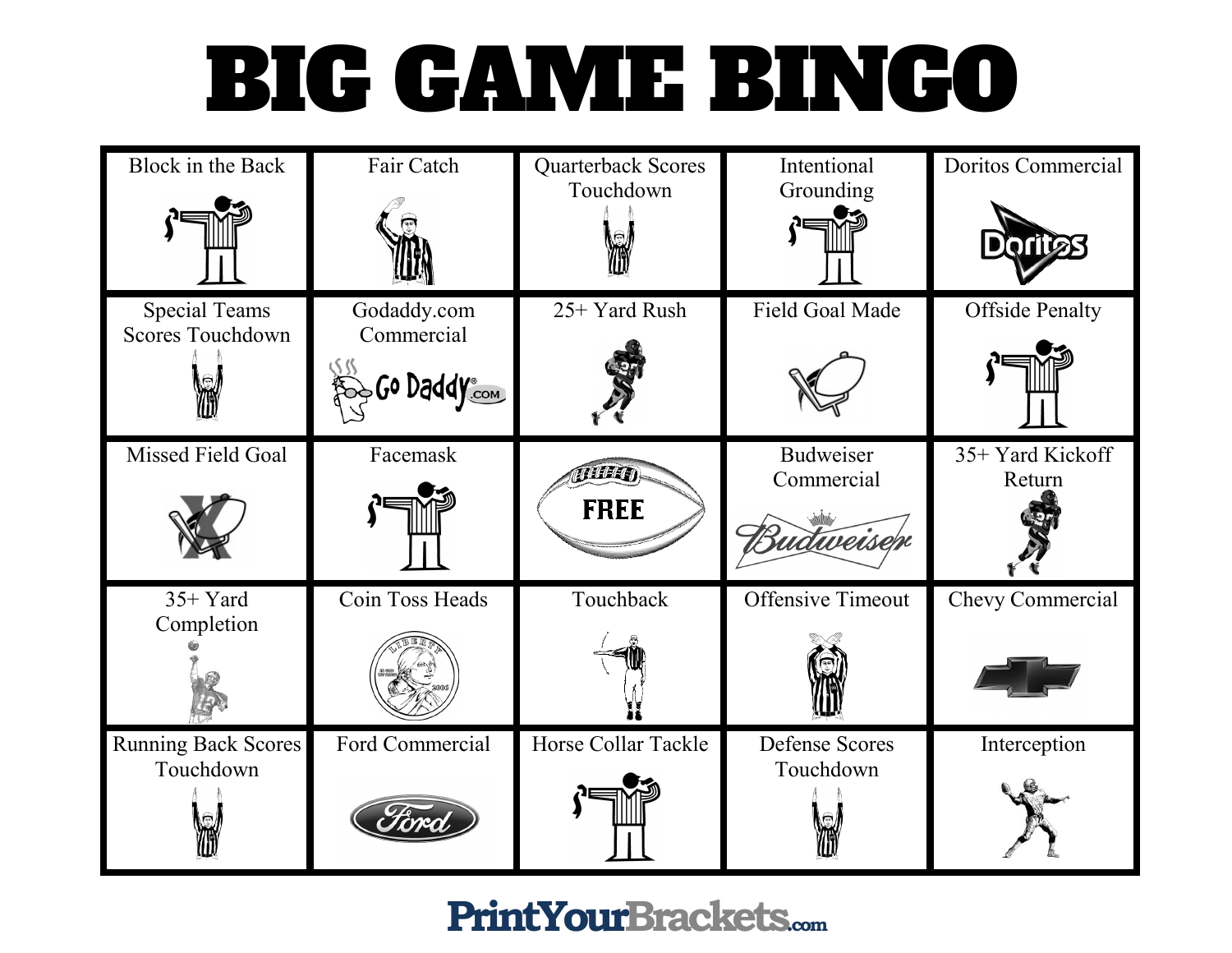# BIG GAME BINGO

| | | | | |
|---|---|---|---|---|
| Block in the Back | Fair Catch | Quarterback Scores Touchdown | Intentional Grounding | Doritos Commercial |
| Special Teams Scores Touchdown | Godaddy.com Commercial | 25+ Yard Rush | Field Goal Made | Offside Penalty |
| Missed Field Goal | Facemask | FREE | Budweiser Commercial | 35+ Yard Kickoff Return |
| 35+ Yard Completion | Coin Toss Heads | Touchback | Offensive Timeout | Chevy Commercial |
| Running Back Scores Touchdown | Ford Commercial | Horse Collar Tackle | Defense Scores Touchdown | Interception |

PrintYourBrackets.com